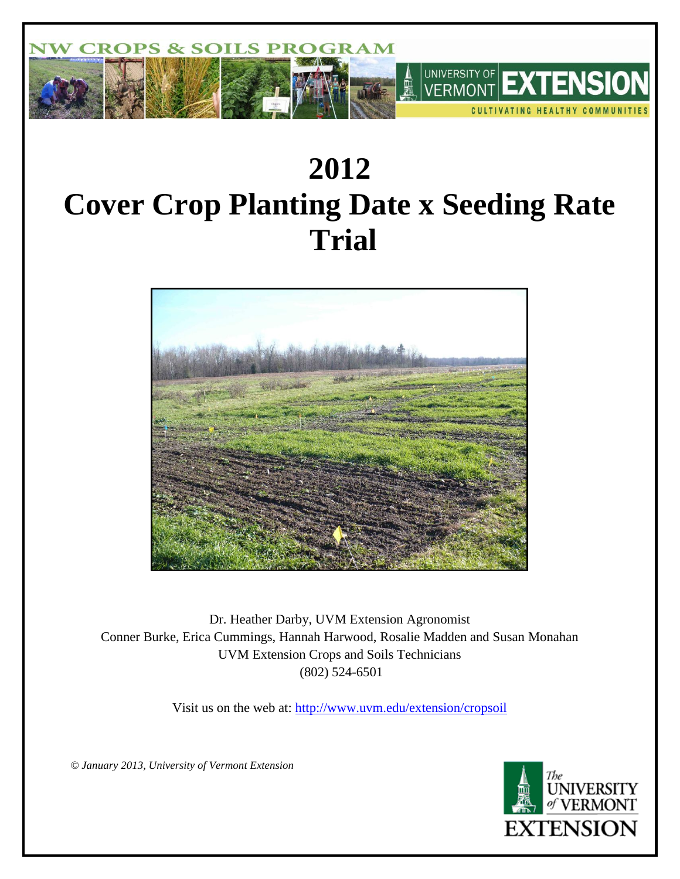NW CROPS & SOILS PROGRAM

UNIVERSITY OF VERMONT EXTENSION

CULTIVATING HEALTHY COMMUNITIES

# 2012
# Cover Crop Planting Date x Seeding Rate Trial

Dr. Heather Darby, UVM Extension Agronomist
Conner Burke, Erica Cummings, Hannah Harwood, Rosalie Madden and Susan Monahan
UVM Extension Crops and Soils Technicians
(802) 524-6501

Visit us on the web at: http://www.uvm.edu/extension/cropsoil

*© January 2013, University of Vermont Extension*

The UNIVERSITY of VERMONT EXTENSION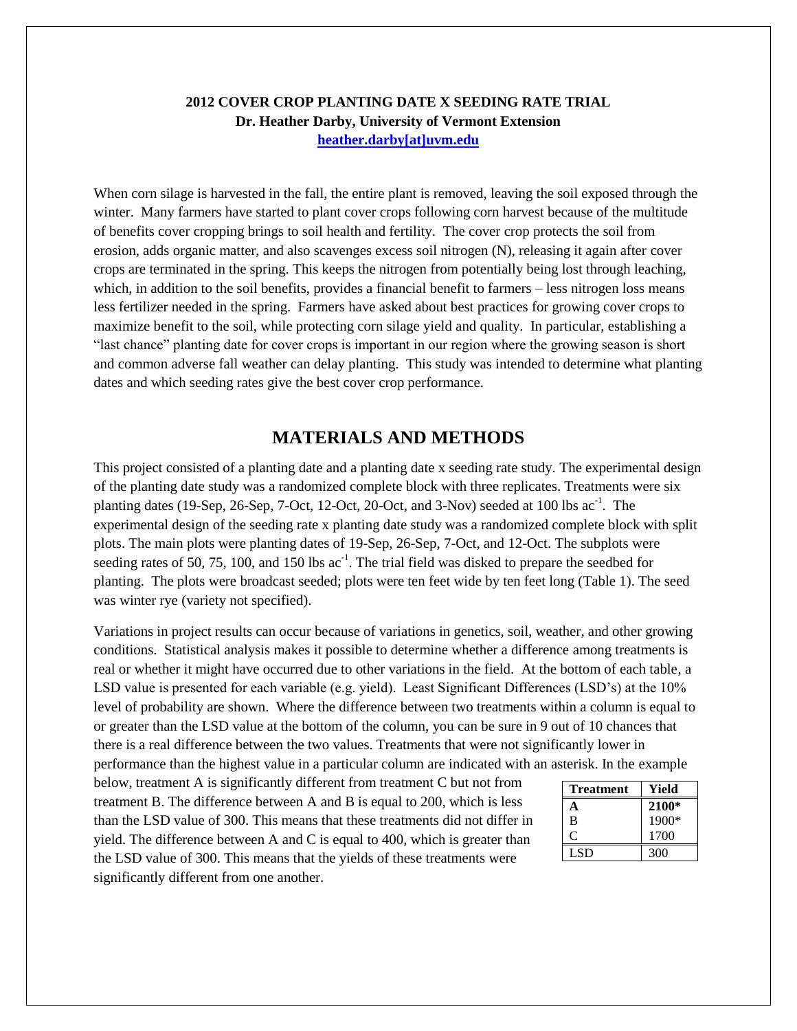**2012 COVER CROP PLANTING DATE X SEEDING RATE TRIAL**
**Dr. Heather Darby, University of Vermont Extension**
**heather.darby[at]uvm.edu**

When corn silage is harvested in the fall, the entire plant is removed, leaving the soil exposed through the winter. Many farmers have started to plant cover crops following corn harvest because of the multitude of benefits cover cropping brings to soil health and fertility. The cover crop protects the soil from erosion, adds organic matter, and also scavenges excess soil nitrogen (N), releasing it again after cover crops are terminated in the spring. This keeps the nitrogen from potentially being lost through leaching, which, in addition to the soil benefits, provides a financial benefit to farmers – less nitrogen loss means less fertilizer needed in the spring. Farmers have asked about best practices for growing cover crops to maximize benefit to the soil, while protecting corn silage yield and quality. In particular, establishing a "last chance" planting date for cover crops is important in our region where the growing season is short and common adverse fall weather can delay planting. This study was intended to determine what planting dates and which seeding rates give the best cover crop performance.

## MATERIALS AND METHODS

This project consisted of a planting date and a planting date x seeding rate study. The experimental design of the planting date study was a randomized complete block with three replicates. Treatments were six planting dates (19-Sep, 26-Sep, 7-Oct, 12-Oct, 20-Oct, and 3-Nov) seeded at 100 lbs ac$^{-1}$. The experimental design of the seeding rate x planting date study was a randomized complete block with split plots. The main plots were planting dates of 19-Sep, 26-Sep, 7-Oct, and 12-Oct. The subplots were seeding rates of 50, 75, 100, and 150 lbs ac$^{-1}$. The trial field was disked to prepare the seedbed for planting. The plots were broadcast seeded; plots were ten feet wide by ten feet long (Table 1). The seed was winter rye (variety not specified).

Variations in project results can occur because of variations in genetics, soil, weather, and other growing conditions. Statistical analysis makes it possible to determine whether a difference among treatments is real or whether it might have occurred due to other variations in the field. At the bottom of each table, a LSD value is presented for each variable (e.g. yield). Least Significant Differences (LSD's) at the 10% level of probability are shown. Where the difference between two treatments within a column is equal to or greater than the LSD value at the bottom of the column, you can be sure in 9 out of 10 chances that there is a real difference between the two values. Treatments that were not significantly lower in performance than the highest value in a particular column are indicated with an asterisk. In the example below, treatment A is significantly different from treatment C but not from treatment B. The difference between A and B is equal to 200, which is less than the LSD value of 300. This means that these treatments did not differ in yield. The difference between A and C is equal to 400, which is greater than the LSD value of 300. This means that the yields of these treatments were significantly different from one another.

| Treatment | Yield |
|---|---|
| **A** | **2100*** |
| B | 1900* |
| C | 1700 |
| LSD | 300 |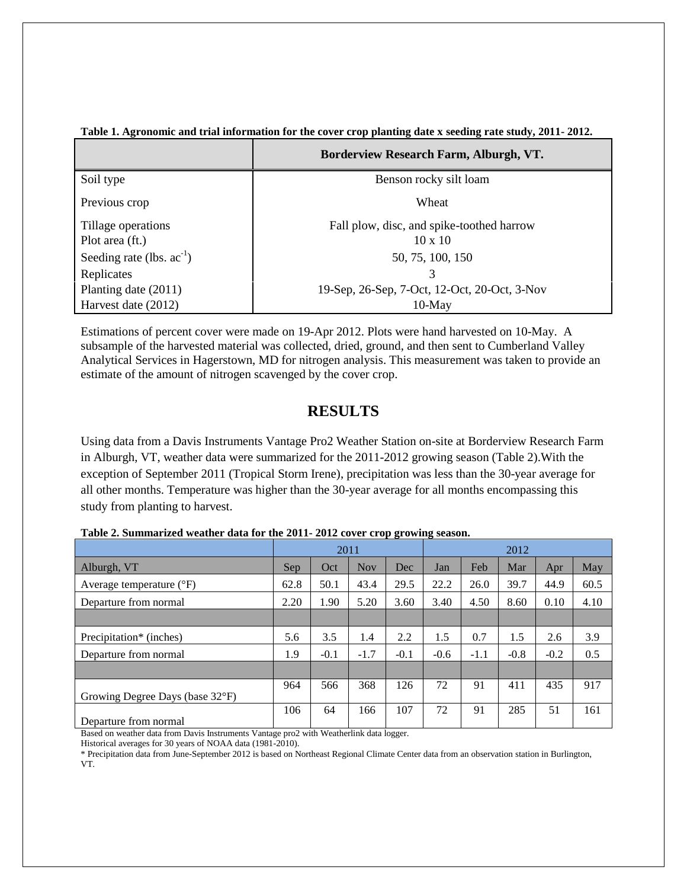**Table 1. Agronomic and trial information for the cover crop planting date x seeding rate study, 2011- 2012.**

| | Borderview Research Farm, Alburgh, VT. |
|---|---|
| Soil type | Benson rocky silt loam |
| Previous crop | Wheat |
| Tillage operations | Fall plow, disc, and spike-toothed harrow |
| Plot area (ft.) | 10 x 10 |
| Seeding rate (lbs. $ac^{-1}$) | 50, 75, 100, 150 |
| Replicates | 3 |
| Planting date (2011) | 19-Sep, 26-Sep, 7-Oct, 12-Oct, 20-Oct, 3-Nov |
| Harvest date (2012) | 10-May |

Estimations of percent cover were made on 19-Apr 2012. Plots were hand harvested on 10-May. A subsample of the harvested material was collected, dried, ground, and then sent to Cumberland Valley Analytical Services in Hagerstown, MD for nitrogen analysis. This measurement was taken to provide an estimate of the amount of nitrogen scavenged by the cover crop.

## RESULTS

Using data from a Davis Instruments Vantage Pro2 Weather Station on-site at Borderview Research Farm in Alburgh, VT, weather data were summarized for the 2011-2012 growing season (Table 2).With the exception of September 2011 (Tropical Storm Irene), precipitation was less than the 30-year average for all other months. Temperature was higher than the 30-year average for all months encompassing this study from planting to harvest.

**Table 2. Summarized weather data for the 2011- 2012 cover crop growing season.**

| | 2011 | | | | 2012 | | | | |
|---|---|---|---|---|---|---|---|---|---|
| Alburgh, VT | Sep | Oct | Nov | Dec | Jan | Feb | Mar | Apr | May |
| Average temperature (°F) | 62.8 | 50.1 | 43.4 | 29.5 | 22.2 | 26.0 | 39.7 | 44.9 | 60.5 |
| Departure from normal | 2.20 | 1.90 | 5.20 | 3.60 | 3.40 | 4.50 | 8.60 | 0.10 | 4.10 |
| | | | | | | | | | |
| Precipitation* (inches) | 5.6 | 3.5 | 1.4 | 2.2 | 1.5 | 0.7 | 1.5 | 2.6 | 3.9 |
| Departure from normal | 1.9 | -0.1 | -1.7 | -0.1 | -0.6 | -1.1 | -0.8 | -0.2 | 0.5 |
| | | | | | | | | | |
| Growing Degree Days (base 32°F) | 964 | 566 | 368 | 126 | 72 | 91 | 411 | 435 | 917 |
| Departure from normal | 106 | 64 | 166 | 107 | 72 | 91 | 285 | 51 | 161 |

Based on weather data from Davis Instruments Vantage pro2 with Weatherlink data logger.
Historical averages for 30 years of NOAA data (1981-2010).
* Precipitation data from June-September 2012 is based on Northeast Regional Climate Center data from an observation station in Burlington, VT.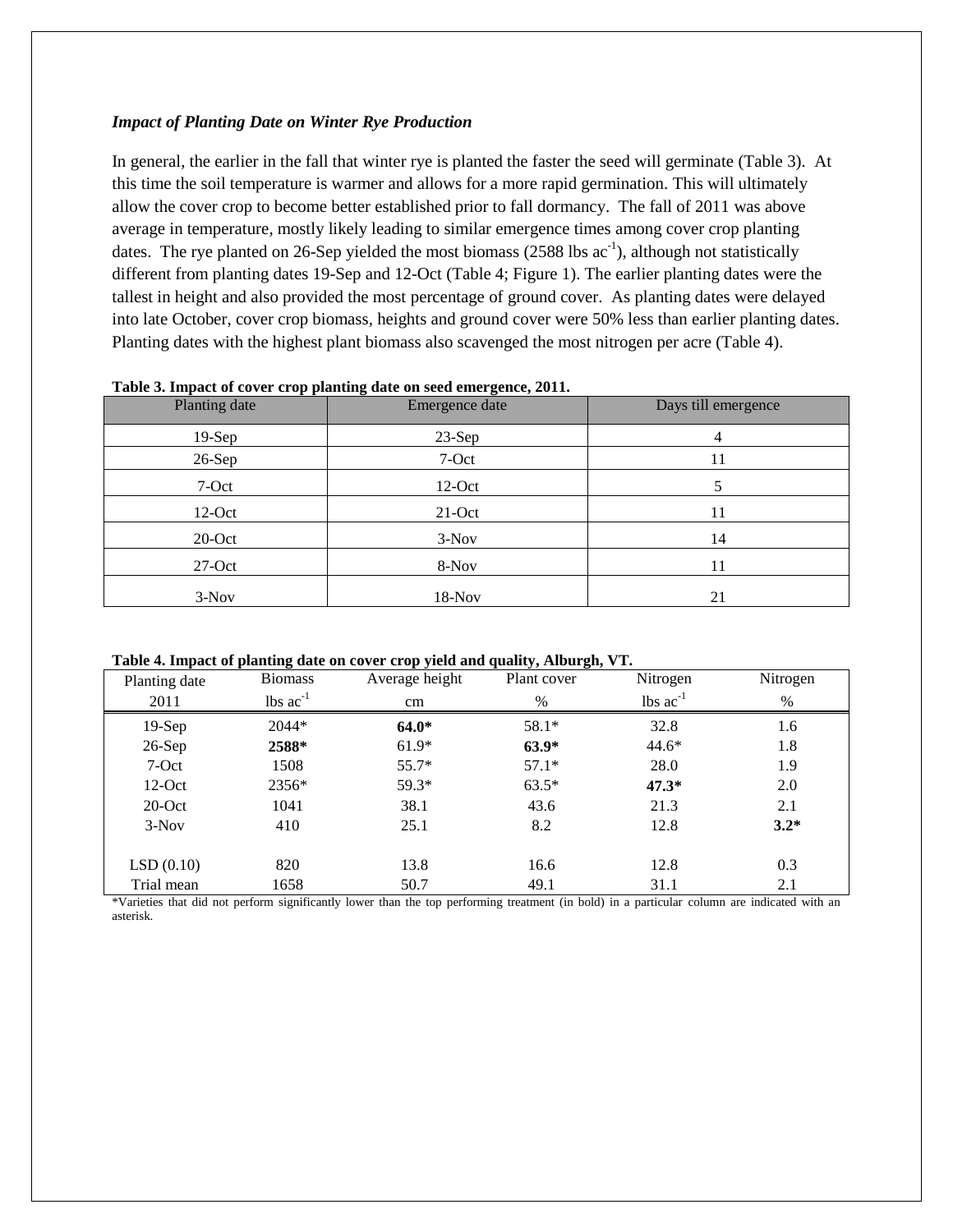### *Impact of Planting Date on Winter Rye Production*

In general, the earlier in the fall that winter rye is planted the faster the seed will germinate (Table 3). At this time the soil temperature is warmer and allows for a more rapid germination. This will ultimately allow the cover crop to become better established prior to fall dormancy. The fall of 2011 was above average in temperature, mostly likely leading to similar emergence times among cover crop planting dates. The rye planted on 26-Sep yielded the most biomass (2588 lbs $ac^{-1}$), although not statistically different from planting dates 19-Sep and 12-Oct (Table 4; Figure 1). The earlier planting dates were the tallest in height and also provided the most percentage of ground cover. As planting dates were delayed into late October, cover crop biomass, heights and ground cover were 50% less than earlier planting dates. Planting dates with the highest plant biomass also scavenged the most nitrogen per acre (Table 4).

**Table 3. Impact of cover crop planting date on seed emergence, 2011.**

| Planting date | Emergence date | Days till emergence |
|---|---|---|
| 19-Sep | 23-Sep | 4 |
| 26-Sep | 7-Oct | 11 |
| 7-Oct | 12-Oct | 5 |
| 12-Oct | 21-Oct | 11 |
| 20-Oct | 3-Nov | 14 |
| 27-Oct | 8-Nov | 11 |
| 3-Nov | 18-Nov | 21 |

**Table 4. Impact of planting date on cover crop yield and quality, Alburgh, VT.**

| Planting date | Biomass | Average height | Plant cover | Nitrogen | Nitrogen |
|---|---|---|---|---|---|
| 2011 | lbs $ac^{-1}$ | cm | % | lbs $ac^{-1}$ | % |
| 19-Sep | 2044* | **64.0*** | 58.1* | 32.8 | 1.6 |
| 26-Sep | **2588*** | 61.9* | **63.9*** | 44.6* | 1.8 |
| 7-Oct | 1508 | 55.7* | 57.1* | 28.0 | 1.9 |
| 12-Oct | 2356* | 59.3* | 63.5* | **47.3*** | 2.0 |
| 20-Oct | 1041 | 38.1 | 43.6 | 21.3 | 2.1 |
| 3-Nov | 410 | 25.1 | 8.2 | 12.8 | **3.2*** |
| LSD (0.10) | 820 | 13.8 | 16.6 | 12.8 | 0.3 |
| Trial mean | 1658 | 50.7 | 49.1 | 31.1 | 2.1 |

*Varieties that did not perform significantly lower than the top performing treatment (in bold) in a particular column are indicated with an asterisk.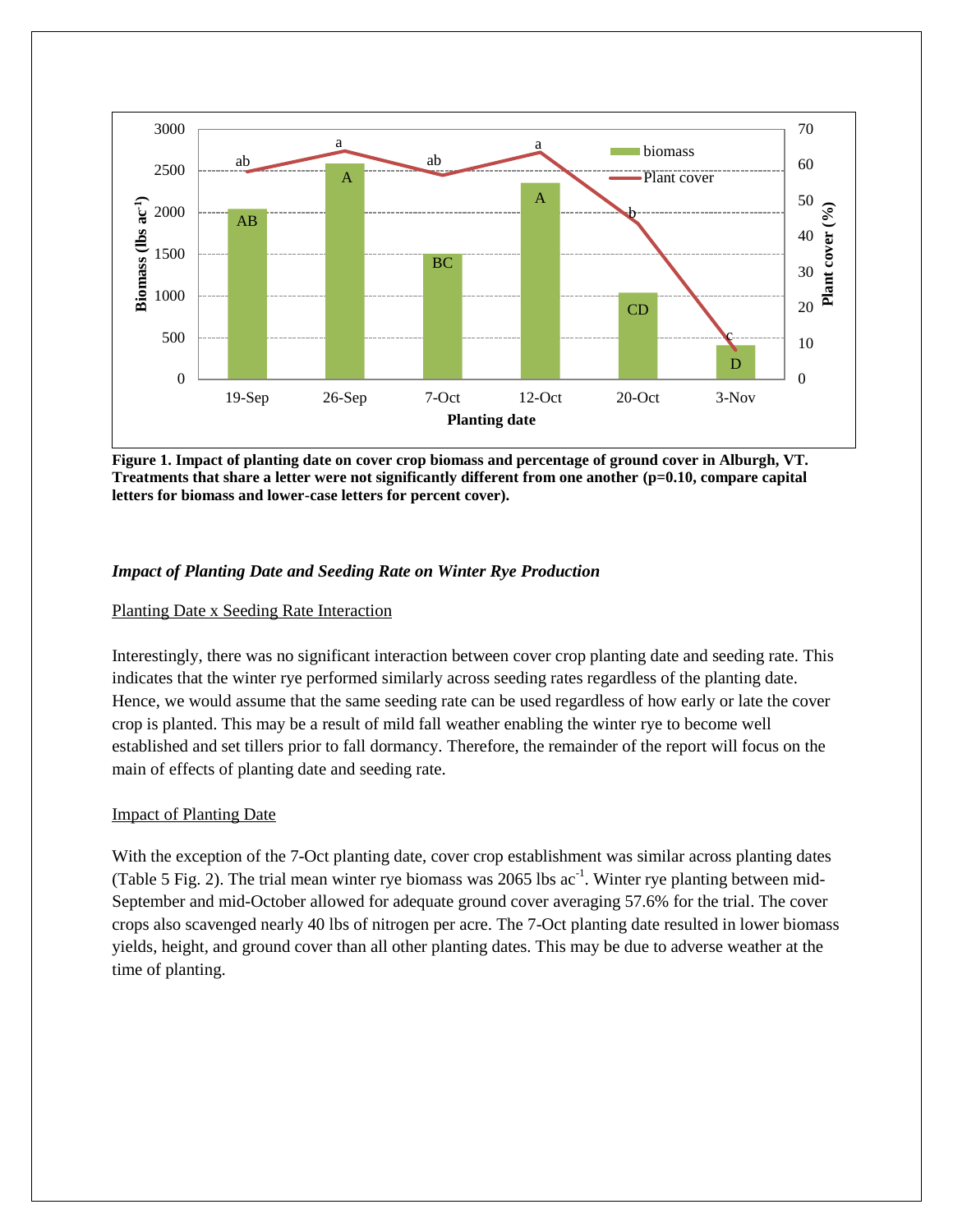**Figure 1. Impact of planting date on cover crop biomass and percentage of ground cover in Alburgh, VT. Treatments that share a letter were not significantly different from one another (p=0.10, compare capital letters for biomass and lower-case letters for percent cover).**

### *Impact of Planting Date and Seeding Rate on Winter Rye Production*

Planting Date x Seeding Rate Interaction

Interestingly, there was no significant interaction between cover crop planting date and seeding rate. This indicates that the winter rye performed similarly across seeding rates regardless of the planting date. Hence, we would assume that the same seeding rate can be used regardless of how early or late the cover crop is planted. This may be a result of mild fall weather enabling the winter rye to become well established and set tillers prior to fall dormancy. Therefore, the remainder of the report will focus on the main of effects of planting date and seeding rate.

Impact of Planting Date

With the exception of the 7-Oct planting date, cover crop establishment was similar across planting dates (Table 5 Fig. 2). The trial mean winter rye biomass was 2065 lbs ac$^{-1}$. Winter rye planting between mid-September and mid-October allowed for adequate ground cover averaging 57.6% for the trial. The cover crops also scavenged nearly 40 lbs of nitrogen per acre. The 7-Oct planting date resulted in lower biomass yields, height, and ground cover than all other planting dates. This may be due to adverse weather at the time of planting.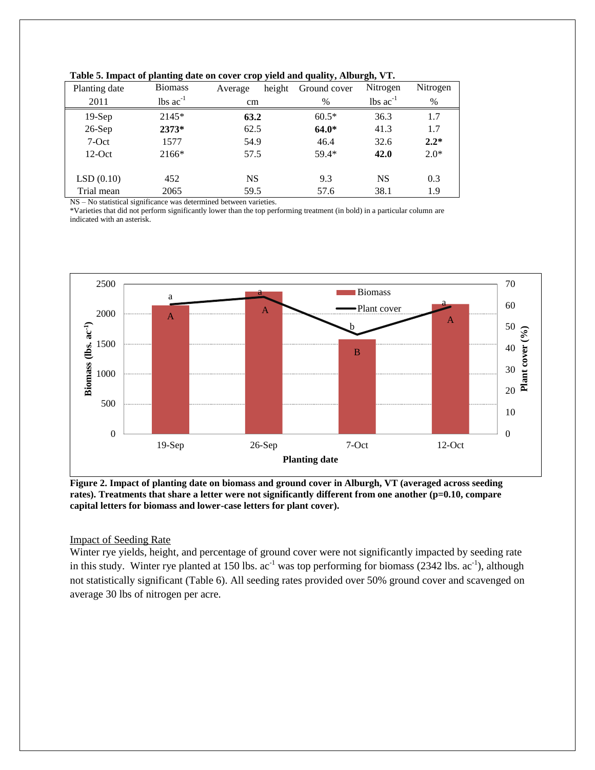**Table 5. Impact of planting date on cover crop yield and quality, Alburgh, VT.**

| Planting date 2011 | Biomass lbs $ac^{-1}$ | Average height cm | Ground cover % | Nitrogen lbs $ac^{-1}$ | Nitrogen % |
|---|---|---|---|---|---|
| 19-Sep | 2145* | **63.2** | 60.5* | 36.3 | 1.7 |
| 26-Sep | **2373*** | 62.5 | **64.0*** | 41.3 | 1.7 |
| 7-Oct | 1577 | 54.9 | 46.4 | 32.6 | **2.2*** |
| 12-Oct | 2166* | 57.5 | 59.4* | **42.0** | 2.0* |
| | | | | | |
| LSD (0.10) | 452 | NS | 9.3 | NS | 0.3 |
| Trial mean | 2065 | 59.5 | 57.6 | 38.1 | 1.9 |

NS – No statistical significance was determined between varieties.
*Varieties that did not perform significantly lower than the top performing treatment (in bold) in a particular column are indicated with an asterisk.

**Figure 2. Impact of planting date on biomass and ground cover in Alburgh, VT (averaged across seeding rates). Treatments that share a letter were not significantly different from one another (p=0.10, compare capital letters for biomass and lower-case letters for plant cover).**

Impact of Seeding Rate

Winter rye yields, height, and percentage of ground cover were not significantly impacted by seeding rate in this study. Winter rye planted at 150 lbs. $ac^{-1}$ was top performing for biomass (2342 lbs. $ac^{-1}$), although not statistically significant (Table 6). All seeding rates provided over 50% ground cover and scavenged on average 30 lbs of nitrogen per acre.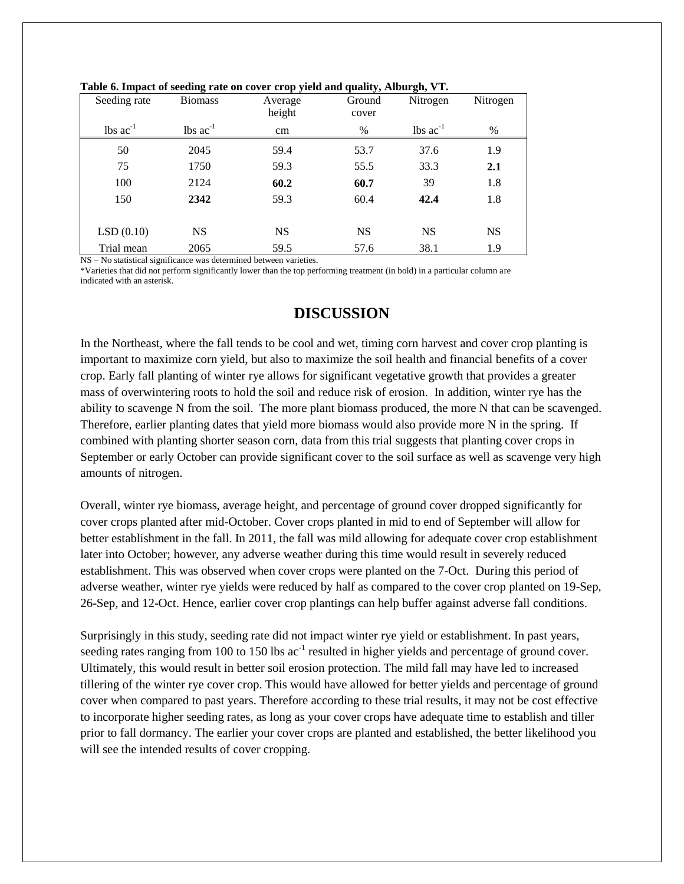**Table 6. Impact of seeding rate on cover crop yield and quality, Alburgh, VT.**

| Seeding rate | Biomass | Average height | Ground cover | Nitrogen | Nitrogen |
|---|---|---|---|---|---|
| lbs $ac^{-1}$ | lbs $ac^{-1}$ | cm | % | lbs $ac^{-1}$ | % |
| 50 | 2045 | 59.4 | 53.7 | 37.6 | 1.9 |
| 75 | 1750 | 59.3 | 55.5 | 33.3 | **2.1** |
| 100 | 2124 | **60.2** | **60.7** | 39 | 1.8 |
| 150 | **2342** | 59.3 | 60.4 | **42.4** | 1.8 |
| LSD (0.10) | NS | NS | NS | NS | NS |
| Trial mean | 2065 | 59.5 | 57.6 | 38.1 | 1.9 |

NS – No statistical significance was determined between varieties.
*Varieties that did not perform significantly lower than the top performing treatment (in bold) in a particular column are indicated with an asterisk.

## DISCUSSION

In the Northeast, where the fall tends to be cool and wet, timing corn harvest and cover crop planting is important to maximize corn yield, but also to maximize the soil health and financial benefits of a cover crop. Early fall planting of winter rye allows for significant vegetative growth that provides a greater mass of overwintering roots to hold the soil and reduce risk of erosion. In addition, winter rye has the ability to scavenge N from the soil. The more plant biomass produced, the more N that can be scavenged. Therefore, earlier planting dates that yield more biomass would also provide more N in the spring. If combined with planting shorter season corn, data from this trial suggests that planting cover crops in September or early October can provide significant cover to the soil surface as well as scavenge very high amounts of nitrogen.

Overall, winter rye biomass, average height, and percentage of ground cover dropped significantly for cover crops planted after mid-October. Cover crops planted in mid to end of September will allow for better establishment in the fall. In 2011, the fall was mild allowing for adequate cover crop establishment later into October; however, any adverse weather during this time would result in severely reduced establishment. This was observed when cover crops were planted on the 7-Oct. During this period of adverse weather, winter rye yields were reduced by half as compared to the cover crop planted on 19-Sep, 26-Sep, and 12-Oct. Hence, earlier cover crop plantings can help buffer against adverse fall conditions.

Surprisingly in this study, seeding rate did not impact winter rye yield or establishment. In past years, seeding rates ranging from 100 to 150 lbs $ac^{-1}$ resulted in higher yields and percentage of ground cover. Ultimately, this would result in better soil erosion protection. The mild fall may have led to increased tillering of the winter rye cover crop. This would have allowed for better yields and percentage of ground cover when compared to past years. Therefore according to these trial results, it may not be cost effective to incorporate higher seeding rates, as long as your cover crops have adequate time to establish and tiller prior to fall dormancy. The earlier your cover crops are planted and established, the better likelihood you will see the intended results of cover cropping.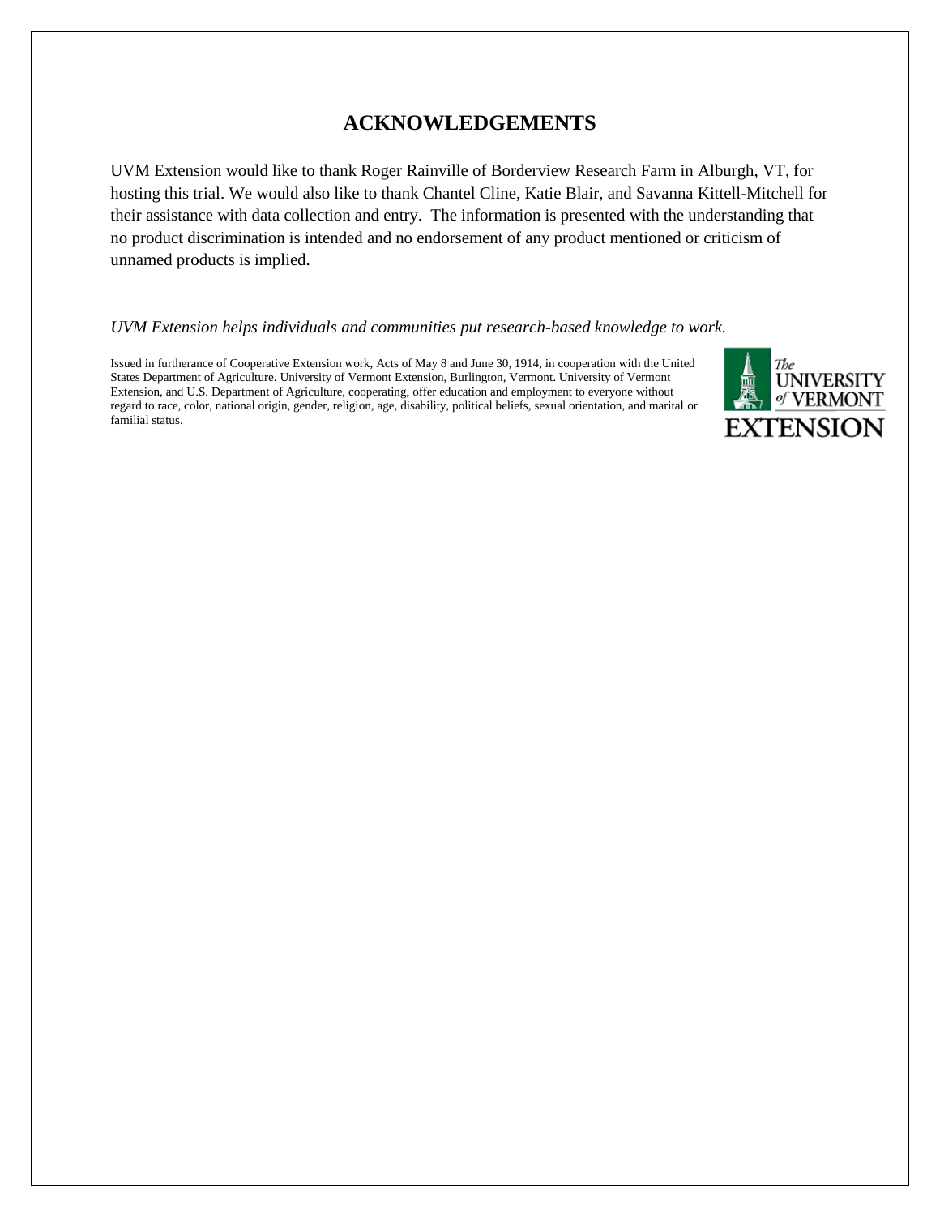# ACKNOWLEDGEMENTS

UVM Extension would like to thank Roger Rainville of Borderview Research Farm in Alburgh, VT, for hosting this trial. We would also like to thank Chantel Cline, Katie Blair, and Savanna Kittell-Mitchell for their assistance with data collection and entry. The information is presented with the understanding that no product discrimination is intended and no endorsement of any product mentioned or criticism of unnamed products is implied.

*UVM Extension helps individuals and communities put research-based knowledge to work.*

Issued in furtherance of Cooperative Extension work, Acts of May 8 and June 30, 1914, in cooperation with the United States Department of Agriculture. University of Vermont Extension, Burlington, Vermont. University of Vermont Extension, and U.S. Department of Agriculture, cooperating, offer education and employment to everyone without regard to race, color, national origin, gender, religion, age, disability, political beliefs, sexual orientation, and marital or familial status.

The UNIVERSITY of VERMONT EXTENSION